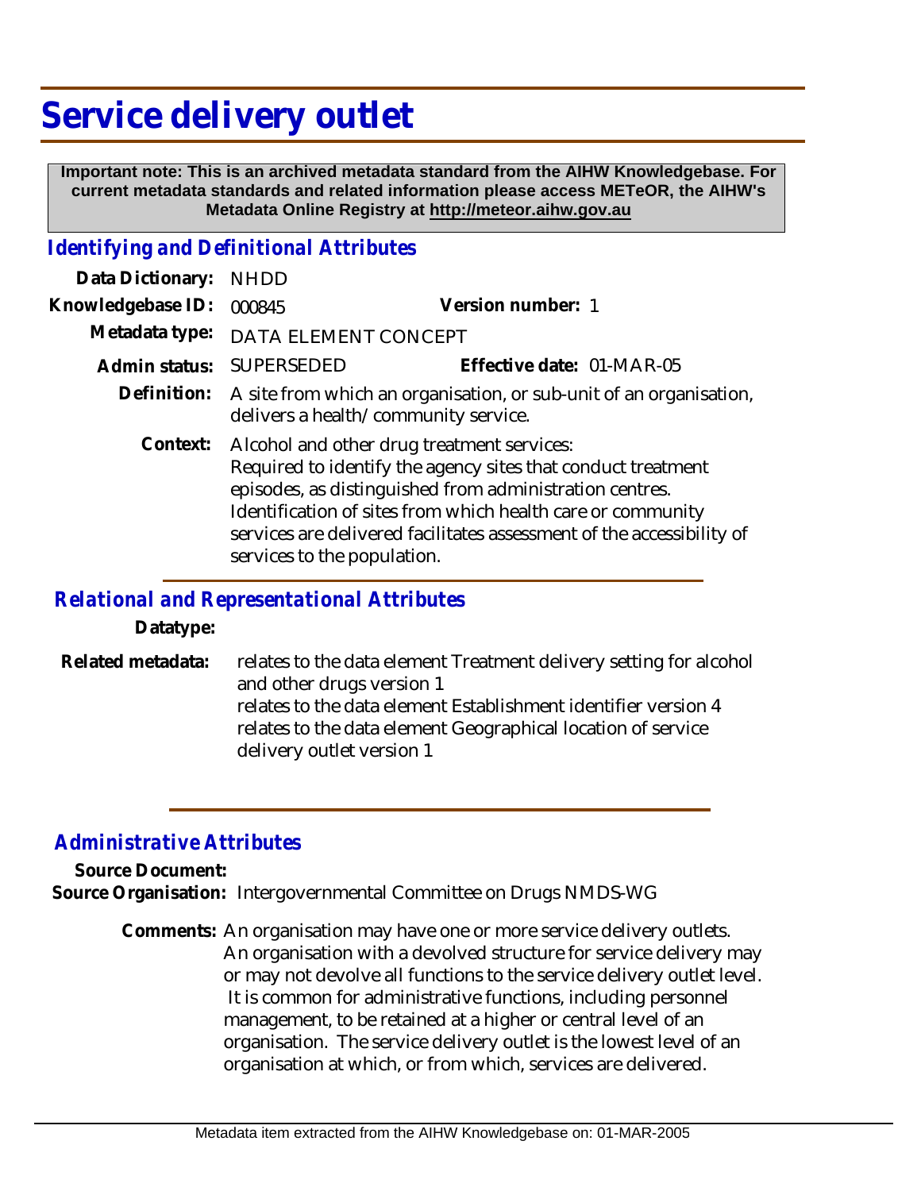# Service delivery outlet

**Important note: This is an archived metadata standard from the AIHW Knowledgebase. For current metadata standards and related information please access METeOR, the AIHW's Metadata Online Registry at http://meteor.aihw.gov.au**

## *Identifying and Definitional Attributes*

**Data Dictionary:** NHDD

**Knowledgebase ID:** 000845 **Version number:** 1

**Metadata type:** DATA ELEMENT CONCEPT

**Admin status:** SUPERSEDED **Effective date:** 01-MAR-05

**Definition:** A site from which an organisation, or sub-unit of an organisation, delivers a health/community service.

**Context:** Alcohol and other drug treatment services:
Required to identify the agency sites that conduct treatment episodes, as distinguished from administration centres.
Identification of sites from which health care or community services are delivered facilitates assessment of the accessibility of services to the population.

## *Relational and Representational Attributes*

**Datatype:**

**Related metadata:** relates to the data element Treatment delivery setting for alcohol and other drugs version 1
relates to the data element Establishment identifier version 4
relates to the data element Geographical location of service delivery outlet version 1

## *Administrative Attributes*

**Source Document:**

**Source Organisation:** Intergovernmental Committee on Drugs NMDS-WG

**Comments:** An organisation may have one or more service delivery outlets. An organisation with a devolved structure for service delivery may or may not devolve all functions to the service delivery outlet level. It is common for administrative functions, including personnel management, to be retained at a higher or central level of an organisation. The service delivery outlet is the lowest level of an organisation at which, or from which, services are delivered.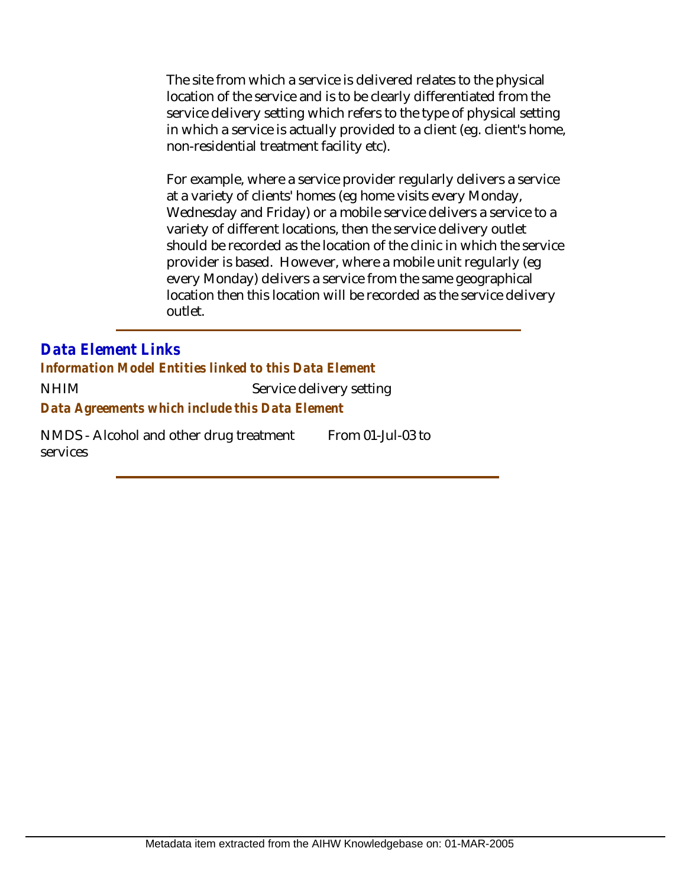The site from which a service is delivered relates to the physical location of the service and is to be clearly differentiated from the service delivery setting which refers to the type of physical setting in which a service is actually provided to a client (eg. client's home, non-residential treatment facility etc).

For example, where a service provider regularly delivers a service at a variety of clients' homes (eg home visits every Monday, Wednesday and Friday) or a mobile service delivers a service to a variety of different locations, then the service delivery outlet should be recorded as the location of the clinic in which the service provider is based. However, where a mobile unit regularly (eg every Monday) delivers a service from the same geographical location then this location will be recorded as the service delivery outlet.

---

## Data Element Links

### Information Model Entities linked to this Data Element

| | |
|---|---|
| NHIM | Service delivery setting |

### Data Agreements which include this Data Element

| | |
|---|---|
| NMDS - Alcohol and other drug treatment services | From 01-Jul-03 to |

---

Metadata item extracted from the AIHW Knowledgebase on: 01-MAR-2005